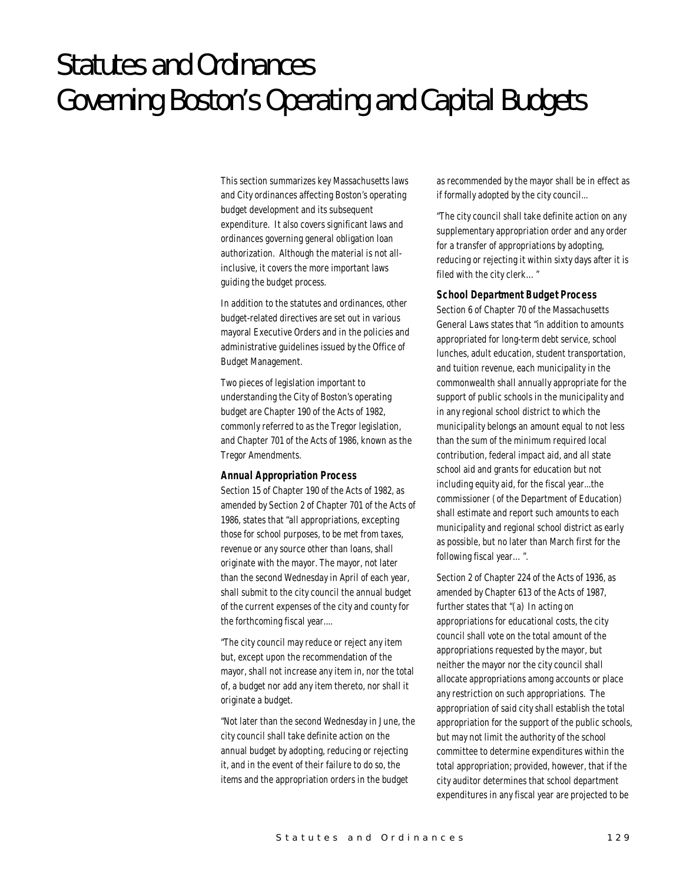# Statutes and Ordinances Governing Boston's Operating and Capital Budgets

This section summarizes key Massachusetts laws and City ordinances affecting Boston's operating budget development and its subsequent expenditure. It also covers significant laws and ordinances governing general obligation loan authorization. Although the material is not all-inclusive, it covers the more important laws guiding the budget process.

In addition to the statutes and ordinances, other budget-related directives are set out in various mayoral Executive Orders and in the policies and administrative guidelines issued by the Office of Budget Management.

Two pieces of legislation important to understanding the City of Boston's operating budget are Chapter 190 of the Acts of 1982, commonly referred to as the Tregor legislation, and Chapter 701 of the Acts of 1986, known as the Tregor Amendments.

### Annual Appropriation Process

Section 15 of Chapter 190 of the Acts of 1982, as amended by Section 2 of Chapter 701 of the Acts of 1986, states that "all appropriations, excepting those for school purposes, to be met from taxes, revenue or any source other than loans, shall originate with the mayor. The mayor, not later than the second Wednesday in April of each year, shall submit to the city council the annual budget of the current expenses of the city and county for the forthcoming fiscal year....

"The city council may reduce or reject any item but, except upon the recommendation of the mayor, shall not increase any item in, nor the total of, a budget nor add any item thereto, nor shall it originate a budget.

"Not later than the second Wednesday in June, the city council shall take definite action on the annual budget by adopting, reducing or rejecting it, and in the event of their failure to do so, the items and the appropriation orders in the budget as recommended by the mayor shall be in effect as if formally adopted by the city council...

"The city council shall take definite action on any supplementary appropriation order and any order for a transfer of appropriations by adopting, reducing or rejecting it within sixty days after it is filed with the city clerk... "

### School Department Budget Process

Section 6 of Chapter 70 of the Massachusetts General Laws states that "in addition to amounts appropriated for long-term debt service, school lunches, adult education, student transportation, and tuition revenue, each municipality in the commonwealth shall annually appropriate for the support of public schools in the municipality and in any regional school district to which the municipality belongs an amount equal to not less than the sum of the minimum required local contribution, federal impact aid, and all state school aid and grants for education but not including equity aid, for the fiscal year...the commissioner (of the Department of Education) shall estimate and report such amounts to each municipality and regional school district as early as possible, but no later than March first for the following fiscal year... ".

Section 2 of Chapter 224 of the Acts of 1936, as amended by Chapter 613 of the Acts of 1987, further states that "(a) In acting on appropriations for educational costs, the city council shall vote on the total amount of the appropriations requested by the mayor, but neither the mayor nor the city council shall allocate appropriations among accounts or place any restriction on such appropriations. The appropriation of said city shall establish the total appropriation for the support of the public schools, but may not limit the authority of the school committee to determine expenditures within the total appropriation; provided, however, that if the city auditor determines that school department expenditures in any fiscal year are projected to be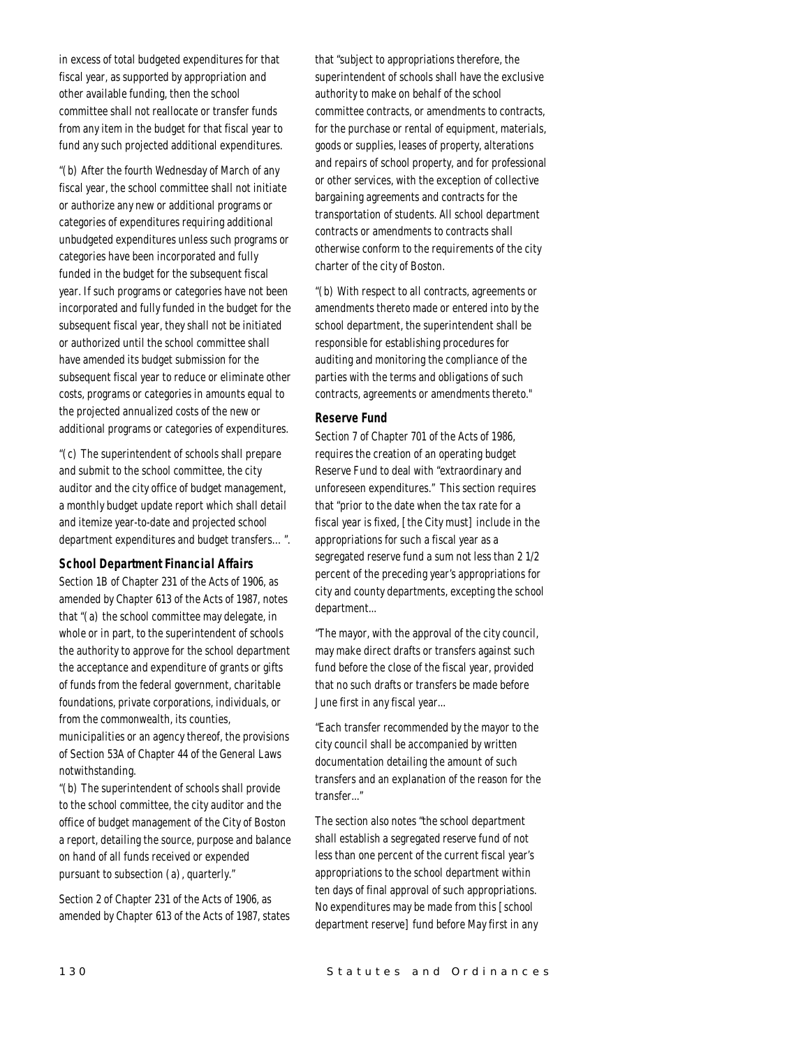in excess of total budgeted expenditures for that fiscal year, as supported by appropriation and other available funding, then the school committee shall not reallocate or transfer funds from any item in the budget for that fiscal year to fund any such projected additional expenditures.

"(b) After the fourth Wednesday of March of any fiscal year, the school committee shall not initiate or authorize any new or additional programs or categories of expenditures requiring additional unbudgeted expenditures unless such programs or categories have been incorporated and fully funded in the budget for the subsequent fiscal year. If such programs or categories have not been incorporated and fully funded in the budget for the subsequent fiscal year, they shall not be initiated or authorized until the school committee shall have amended its budget submission for the subsequent fiscal year to reduce or eliminate other costs, programs or categories in amounts equal to the projected annualized costs of the new or additional programs or categories of expenditures.

"(c) The superintendent of schools shall prepare and submit to the school committee, the city auditor and the city office of budget management, a monthly budget update report which shall detail and itemize year-to-date and projected school department expenditures and budget transfers… ".

### School Department Financial Affairs

Section 1B of Chapter 231 of the Acts of 1906, as amended by Chapter 613 of the Acts of 1987, notes that "(a) the school committee may delegate, in whole or in part, to the superintendent of schools the authority to approve for the school department the acceptance and expenditure of grants or gifts of funds from the federal government, charitable foundations, private corporations, individuals, or from the commonwealth, its counties, municipalities or an agency thereof, the provisions of Section 53A of Chapter 44 of the General Laws notwithstanding.

"(b) The superintendent of schools shall provide to the school committee, the city auditor and the office of budget management of the City of Boston a report, detailing the source, purpose and balance on hand of all funds received or expended pursuant to subsection (a), quarterly."

Section 2 of Chapter 231 of the Acts of 1906, as amended by Chapter 613 of the Acts of 1987, states that "subject to appropriations therefore, the superintendent of schools shall have the exclusive authority to make on behalf of the school committee contracts, or amendments to contracts, for the purchase or rental of equipment, materials, goods or supplies, leases of property, alterations and repairs of school property, and for professional or other services, with the exception of collective bargaining agreements and contracts for the transportation of students. All school department contracts or amendments to contracts shall otherwise conform to the requirements of the city charter of the city of Boston.

"(b) With respect to all contracts, agreements or amendments thereto made or entered into by the school department, the superintendent shall be responsible for establishing procedures for auditing and monitoring the compliance of the parties with the terms and obligations of such contracts, agreements or amendments thereto."

### Reserve Fund

Section 7 of Chapter 701 of the Acts of 1986, requires the creation of an operating budget Reserve Fund to deal with "extraordinary and unforeseen expenditures." This section requires that "prior to the date when the tax rate for a fiscal year is fixed, [the City must] include in the appropriations for such a fiscal year as a segregated reserve fund a sum not less than 2 1/2 percent of the preceding year's appropriations for city and county departments, excepting the school department...

"The mayor, with the approval of the city council, may make direct drafts or transfers against such fund before the close of the fiscal year, provided that no such drafts or transfers be made before June first in any fiscal year...

"Each transfer recommended by the mayor to the city council shall be accompanied by written documentation detailing the amount of such transfers and an explanation of the reason for the transfer..."

The section also notes "the school department shall establish a segregated reserve fund of not less than one percent of the current fiscal year's appropriations to the school department within ten days of final approval of such appropriations. No expenditures may be made from this [school department reserve] fund before May first in any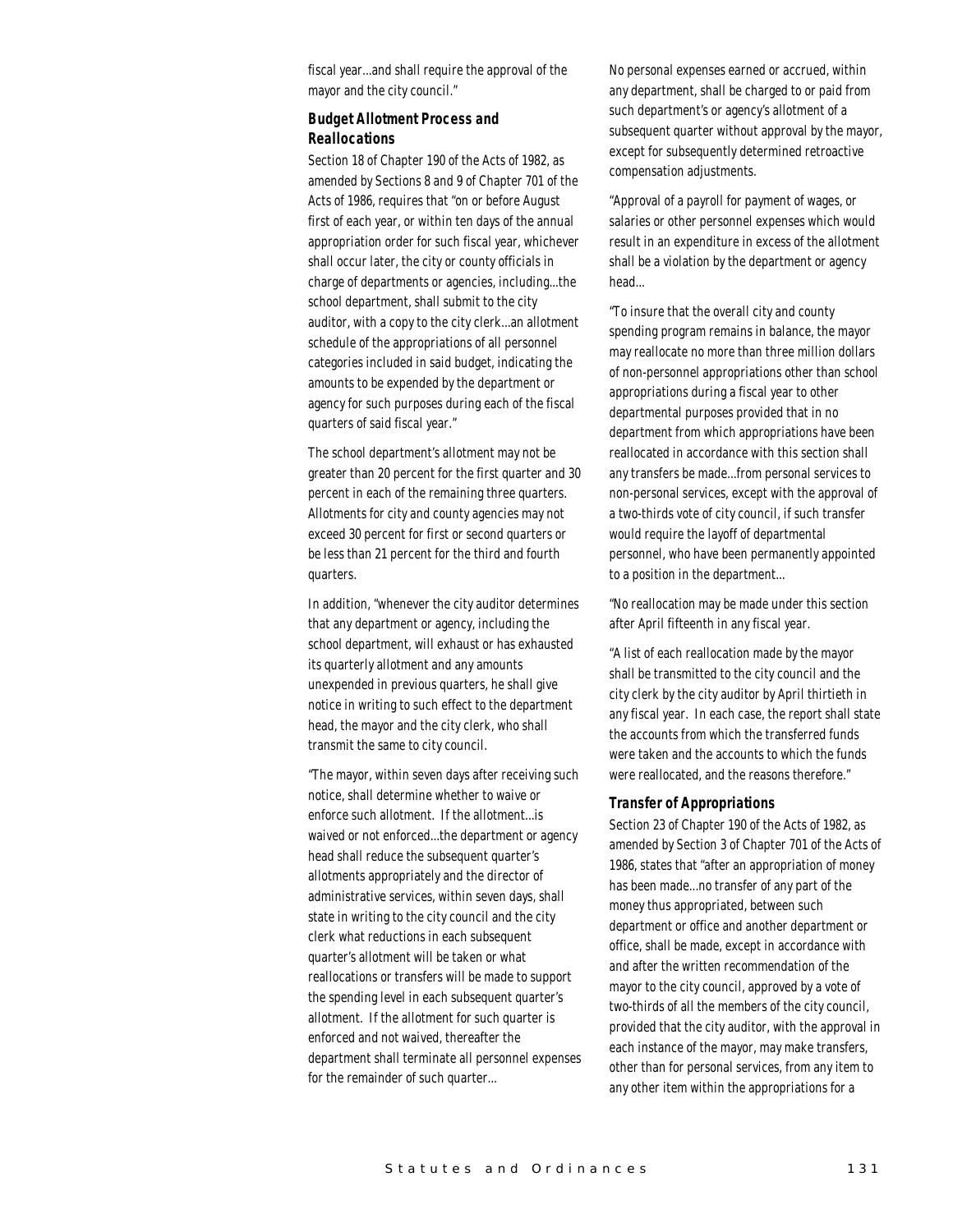fiscal year...and shall require the approval of the mayor and the city council."

### Budget Allotment Process and Reallocations

Section 18 of Chapter 190 of the Acts of 1982, as amended by Sections 8 and 9 of Chapter 701 of the Acts of 1986, requires that "on or before August first of each year, or within ten days of the annual appropriation order for such fiscal year, whichever shall occur later, the city or county officials in charge of departments or agencies, including...the school department, shall submit to the city auditor, with a copy to the city clerk...an allotment schedule of the appropriations of all personnel categories included in said budget, indicating the amounts to be expended by the department or agency for such purposes during each of the fiscal quarters of said fiscal year."

The school department's allotment may not be greater than 20 percent for the first quarter and 30 percent in each of the remaining three quarters. Allotments for city and county agencies may not exceed 30 percent for first or second quarters or be less than 21 percent for the third and fourth quarters.

In addition, "whenever the city auditor determines that any department or agency, including the school department, will exhaust or has exhausted its quarterly allotment and any amounts unexpended in previous quarters, he shall give notice in writing to such effect to the department head, the mayor and the city clerk, who shall transmit the same to city council.

"The mayor, within seven days after receiving such notice, shall determine whether to waive or enforce such allotment. If the allotment...is waived or not enforced...the department or agency head shall reduce the subsequent quarter's allotments appropriately and the director of administrative services, within seven days, shall state in writing to the city council and the city clerk what reductions in each subsequent quarter's allotment will be taken or what reallocations or transfers will be made to support the spending level in each subsequent quarter's allotment. If the allotment for such quarter is enforced and not waived, thereafter the department shall terminate all personnel expenses for the remainder of such quarter...

No personal expenses earned or accrued, within any department, shall be charged to or paid from such department's or agency's allotment of a subsequent quarter without approval by the mayor, except for subsequently determined retroactive compensation adjustments.

"Approval of a payroll for payment of wages, or salaries or other personnel expenses which would result in an expenditure in excess of the allotment shall be a violation by the department or agency head...

"To insure that the overall city and county spending program remains in balance, the mayor may reallocate no more than three million dollars of non-personnel appropriations other than school appropriations during a fiscal year to other departmental purposes provided that in no department from which appropriations have been reallocated in accordance with this section shall any transfers be made...from personal services to non-personal services, except with the approval of a two-thirds vote of city council, if such transfer would require the layoff of departmental personnel, who have been permanently appointed to a position in the department...

"No reallocation may be made under this section after April fifteenth in any fiscal year.

"A list of each reallocation made by the mayor shall be transmitted to the city council and the city clerk by the city auditor by April thirtieth in any fiscal year. In each case, the report shall state the accounts from which the transferred funds were taken and the accounts to which the funds were reallocated, and the reasons therefore."

### Transfer of Appropriations

Section 23 of Chapter 190 of the Acts of 1982, as amended by Section 3 of Chapter 701 of the Acts of 1986, states that "after an appropriation of money has been made...no transfer of any part of the money thus appropriated, between such department or office and another department or office, shall be made, except in accordance with and after the written recommendation of the mayor to the city council, approved by a vote of two-thirds of all the members of the city council, provided that the city auditor, with the approval in each instance of the mayor, may make transfers, other than for personal services, from any item to any other item within the appropriations for a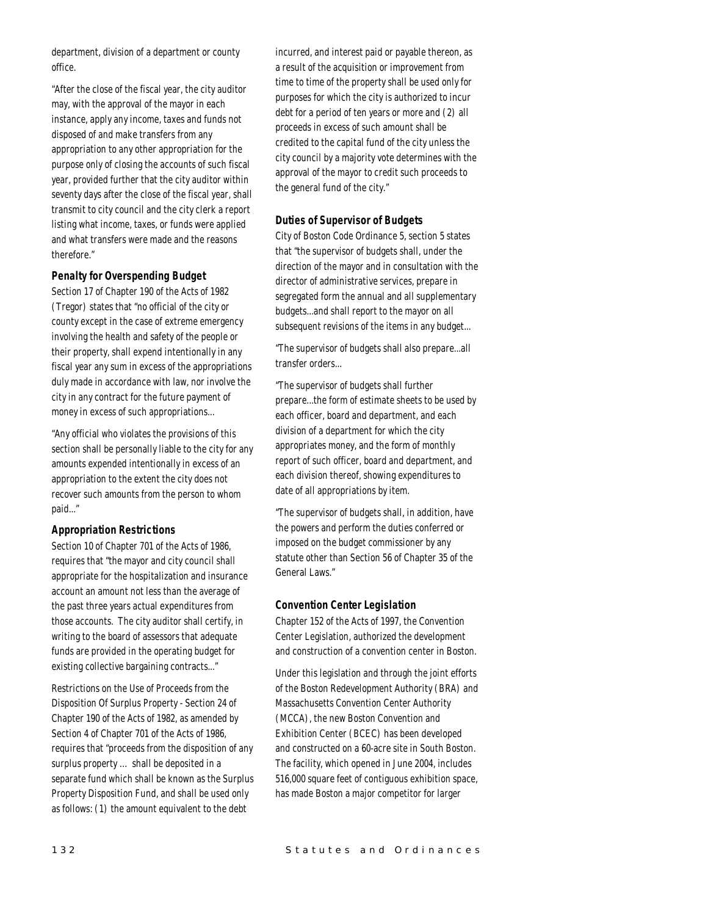department, division of a department or county office.

"After the close of the fiscal year, the city auditor may, with the approval of the mayor in each instance, apply any income, taxes and funds not disposed of and make transfers from any appropriation to any other appropriation for the purpose only of closing the accounts of such fiscal year, provided further that the city auditor within seventy days after the close of the fiscal year, shall transmit to city council and the city clerk a report listing what income, taxes, or funds were applied and what transfers were made and the reasons therefore."

### Penalty for Overspending Budget

Section 17 of Chapter 190 of the Acts of 1982 (Tregor) states that "no official of the city or county except in the case of extreme emergency involving the health and safety of the people or their property, shall expend intentionally in any fiscal year any sum in excess of the appropriations duly made in accordance with law, nor involve the city in any contract for the future payment of money in excess of such appropriations...

"Any official who violates the provisions of this section shall be personally liable to the city for any amounts expended intentionally in excess of an appropriation to the extent the city does not recover such amounts from the person to whom paid..."

### Appropriation Restrictions

Section 10 of Chapter 701 of the Acts of 1986, requires that "the mayor and city council shall appropriate for the hospitalization and insurance account an amount not less than the average of the past three years actual expenditures from those accounts. The city auditor shall certify, in writing to the board of assessors that adequate funds are provided in the operating budget for existing collective bargaining contracts..."

Restrictions on the Use of Proceeds from the Disposition Of Surplus Property - Section 24 of Chapter 190 of the Acts of 1982, as amended by Section 4 of Chapter 701 of the Acts of 1986, requires that "proceeds from the disposition of any surplus property ... shall be deposited in a separate fund which shall be known as the Surplus Property Disposition Fund, and shall be used only as follows: (1) the amount equivalent to the debt incurred, and interest paid or payable thereon, as a result of the acquisition or improvement from time to time of the property shall be used only for purposes for which the city is authorized to incur debt for a period of ten years or more and (2) all proceeds in excess of such amount shall be credited to the capital fund of the city unless the city council by a majority vote determines with the approval of the mayor to credit such proceeds to the general fund of the city."

### Duties of Supervisor of Budgets

City of Boston Code Ordinance 5, section 5 states that "the supervisor of budgets shall, under the direction of the mayor and in consultation with the director of administrative services, prepare in segregated form the annual and all supplementary budgets...and shall report to the mayor on all subsequent revisions of the items in any budget...

"The supervisor of budgets shall also prepare...all transfer orders...

"The supervisor of budgets shall further prepare...the form of estimate sheets to be used by each officer, board and department, and each division of a department for which the city appropriates money, and the form of monthly report of such officer, board and department, and each division thereof, showing expenditures to date of all appropriations by item.

"The supervisor of budgets shall, in addition, have the powers and perform the duties conferred or imposed on the budget commissioner by any statute other than Section 56 of Chapter 35 of the General Laws."

### Convention Center Legislation

Chapter 152 of the Acts of 1997, the Convention Center Legislation, authorized the development and construction of a convention center in Boston.

Under this legislation and through the joint efforts of the Boston Redevelopment Authority (BRA) and Massachusetts Convention Center Authority (MCCA), the new Boston Convention and Exhibition Center (BCEC) has been developed and constructed on a 60-acre site in South Boston. The facility, which opened in June 2004, includes 516,000 square feet of contiguous exhibition space, has made Boston a major competitor for larger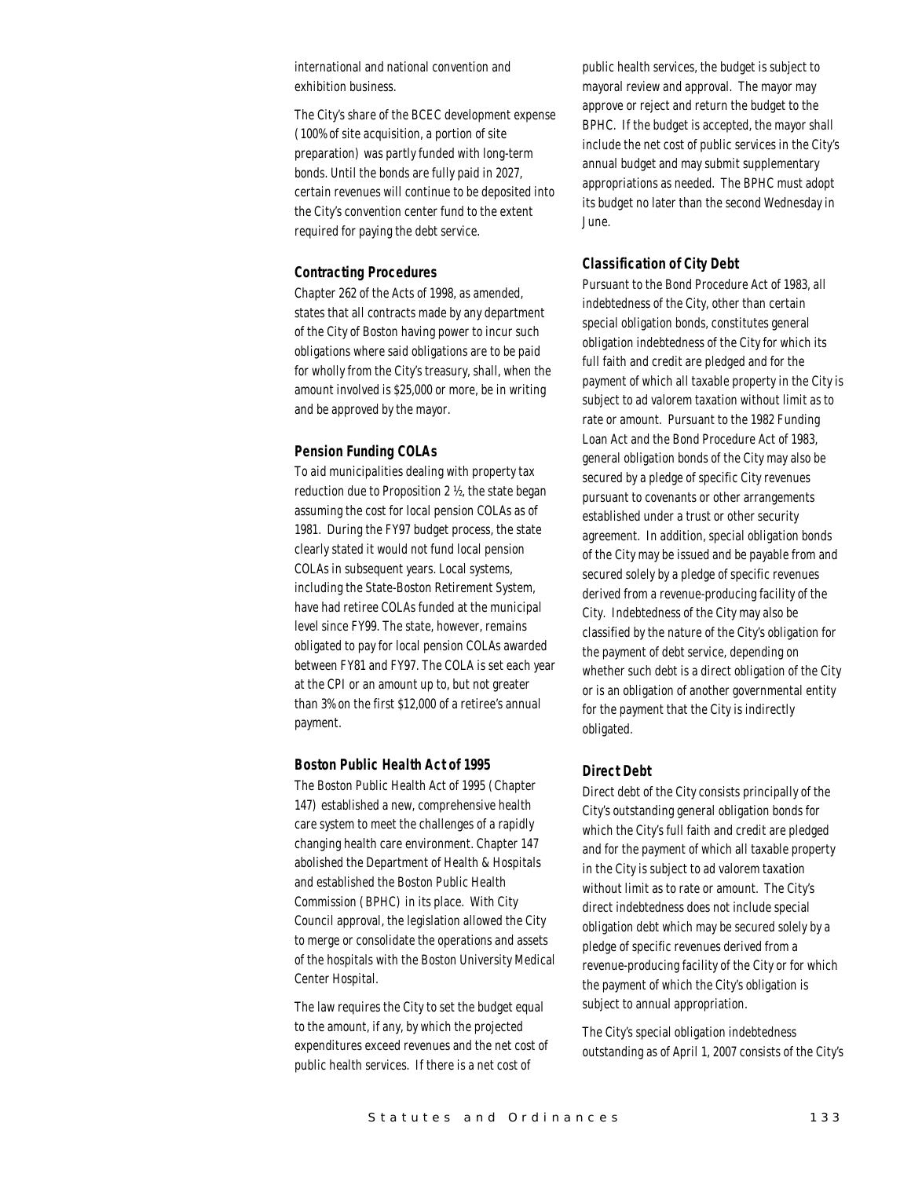international and national convention and exhibition business.

The City's share of the BCEC development expense (100% of site acquisition, a portion of site preparation) was partly funded with long-term bonds. Until the bonds are fully paid in 2027, certain revenues will continue to be deposited into the City's convention center fund to the extent required for paying the debt service.

### Contracting Procedures

Chapter 262 of the Acts of 1998, as amended, states that all contracts made by any department of the City of Boston having power to incur such obligations where said obligations are to be paid for wholly from the City's treasury, shall, when the amount involved is $25,000 or more, be in writing and be approved by the mayor.

### Pension Funding COLAs

To aid municipalities dealing with property tax reduction due to Proposition 2 ½, the state began assuming the cost for local pension COLAs as of 1981. During the FY97 budget process, the state clearly stated it would not fund local pension COLAs in subsequent years. Local systems, including the State-Boston Retirement System, have had retiree COLAs funded at the municipal level since FY99. The state, however, remains obligated to pay for local pension COLAs awarded between FY81 and FY97. The COLA is set each year at the CPI or an amount up to, but not greater than 3% on the first $12,000 of a retiree's annual payment.

### Boston Public Health Act of 1995

The Boston Public Health Act of 1995 (Chapter 147) established a new, comprehensive health care system to meet the challenges of a rapidly changing health care environment. Chapter 147 abolished the Department of Health & Hospitals and established the Boston Public Health Commission (BPHC) in its place. With City Council approval, the legislation allowed the City to merge or consolidate the operations and assets of the hospitals with the Boston University Medical Center Hospital.

The law requires the City to set the budget equal to the amount, if any, by which the projected expenditures exceed revenues and the net cost of public health services. If there is a net cost of public health services, the budget is subject to mayoral review and approval. The mayor may approve or reject and return the budget to the BPHC. If the budget is accepted, the mayor shall include the net cost of public services in the City's annual budget and may submit supplementary appropriations as needed. The BPHC must adopt its budget no later than the second Wednesday in June.

### Classification of City Debt

Pursuant to the Bond Procedure Act of 1983, all indebtedness of the City, other than certain special obligation bonds, constitutes general obligation indebtedness of the City for which its full faith and credit are pledged and for the payment of which all taxable property in the City is subject to ad valorem taxation without limit as to rate or amount. Pursuant to the 1982 Funding Loan Act and the Bond Procedure Act of 1983, general obligation bonds of the City may also be secured by a pledge of specific City revenues pursuant to covenants or other arrangements established under a trust or other security agreement. In addition, special obligation bonds of the City may be issued and be payable from and secured solely by a pledge of specific revenues derived from a revenue-producing facility of the City. Indebtedness of the City may also be classified by the nature of the City's obligation for the payment of debt service, depending on whether such debt is a direct obligation of the City or is an obligation of another governmental entity for the payment that the City is indirectly obligated.

### Direct Debt

Direct debt of the City consists principally of the City's outstanding general obligation bonds for which the City's full faith and credit are pledged and for the payment of which all taxable property in the City is subject to ad valorem taxation without limit as to rate or amount. The City's direct indebtedness does not include special obligation debt which may be secured solely by a pledge of specific revenues derived from a revenue-producing facility of the City or for which the payment of which the City's obligation is subject to annual appropriation.

The City's special obligation indebtedness outstanding as of April 1, 2007 consists of the City's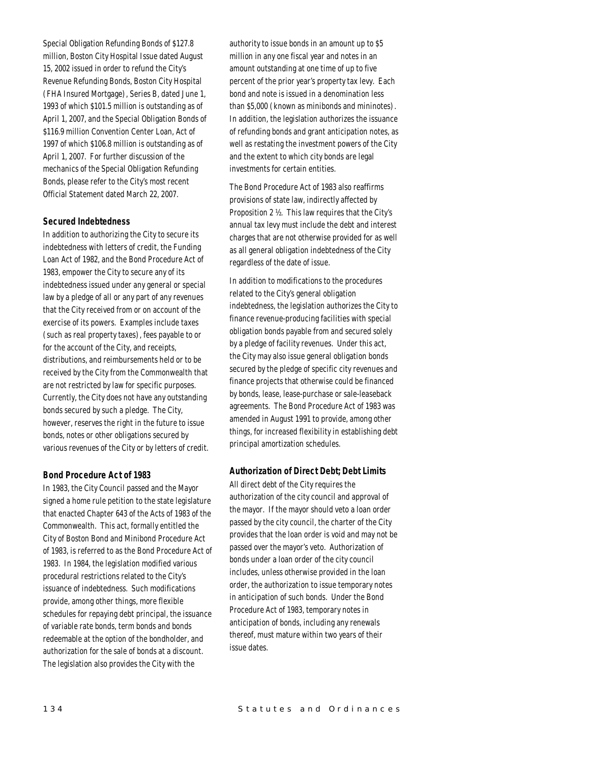Special Obligation Refunding Bonds of $127.8 million, Boston City Hospital Issue dated August 15, 2002 issued in order to refund the City's Revenue Refunding Bonds, Boston City Hospital (FHA Insured Mortgage), Series B, dated June 1, 1993 of which $101.5 million is outstanding as of April 1, 2007, and the Special Obligation Bonds of $116.9 million Convention Center Loan, Act of 1997 of which $106.8 million is outstanding as of April 1, 2007. For further discussion of the mechanics of the Special Obligation Refunding Bonds, please refer to the City's most recent Official Statement dated March 22, 2007.

### Secured Indebtedness

In addition to authorizing the City to secure its indebtedness with letters of credit, the Funding Loan Act of 1982, and the Bond Procedure Act of 1983, empower the City to secure any of its indebtedness issued under any general or special law by a pledge of all or any part of any revenues that the City received from or on account of the exercise of its powers. Examples include taxes (such as real property taxes), fees payable to or for the account of the City, and receipts, distributions, and reimbursements held or to be received by the City from the Commonwealth that are not restricted by law for specific purposes. Currently, the City does not have any outstanding bonds secured by such a pledge. The City, however, reserves the right in the future to issue bonds, notes or other obligations secured by various revenues of the City or by letters of credit.

### Bond Procedure Act of 1983

In 1983, the City Council passed and the Mayor signed a home rule petition to the state legislature that enacted Chapter 643 of the Acts of 1983 of the Commonwealth. This act, formally entitled the City of Boston Bond and Minibond Procedure Act of 1983, is referred to as the Bond Procedure Act of 1983. In 1984, the legislation modified various procedural restrictions related to the City's issuance of indebtedness. Such modifications provide, among other things, more flexible schedules for repaying debt principal, the issuance of variable rate bonds, term bonds and bonds redeemable at the option of the bondholder, and authorization for the sale of bonds at a discount. The legislation also provides the City with the authority to issue bonds in an amount up to $5 million in any one fiscal year and notes in an amount outstanding at one time of up to five percent of the prior year's property tax levy. Each bond and note is issued in a denomination less than $5,000 (known as minibonds and mininotes). In addition, the legislation authorizes the issuance of refunding bonds and grant anticipation notes, as well as restating the investment powers of the City and the extent to which city bonds are legal investments for certain entities.

The Bond Procedure Act of 1983 also reaffirms provisions of state law, indirectly affected by Proposition 2 ½. This law requires that the City's annual tax levy must include the debt and interest charges that are not otherwise provided for as well as all general obligation indebtedness of the City regardless of the date of issue.

In addition to modifications to the procedures related to the City's general obligation indebtedness, the legislation authorizes the City to finance revenue-producing facilities with special obligation bonds payable from and secured solely by a pledge of facility revenues. Under this act, the City may also issue general obligation bonds secured by the pledge of specific city revenues and finance projects that otherwise could be financed by bonds, lease, lease-purchase or sale-leaseback agreements. The Bond Procedure Act of 1983 was amended in August 1991 to provide, among other things, for increased flexibility in establishing debt principal amortization schedules.

### Authorization of Direct Debt; Debt Limits

All direct debt of the City requires the authorization of the city council and approval of the mayor. If the mayor should veto a loan order passed by the city council, the charter of the City provides that the loan order is void and may not be passed over the mayor's veto. Authorization of bonds under a loan order of the city council includes, unless otherwise provided in the loan order, the authorization to issue temporary notes in anticipation of such bonds. Under the Bond Procedure Act of 1983, temporary notes in anticipation of bonds, including any renewals thereof, must mature within two years of their issue dates.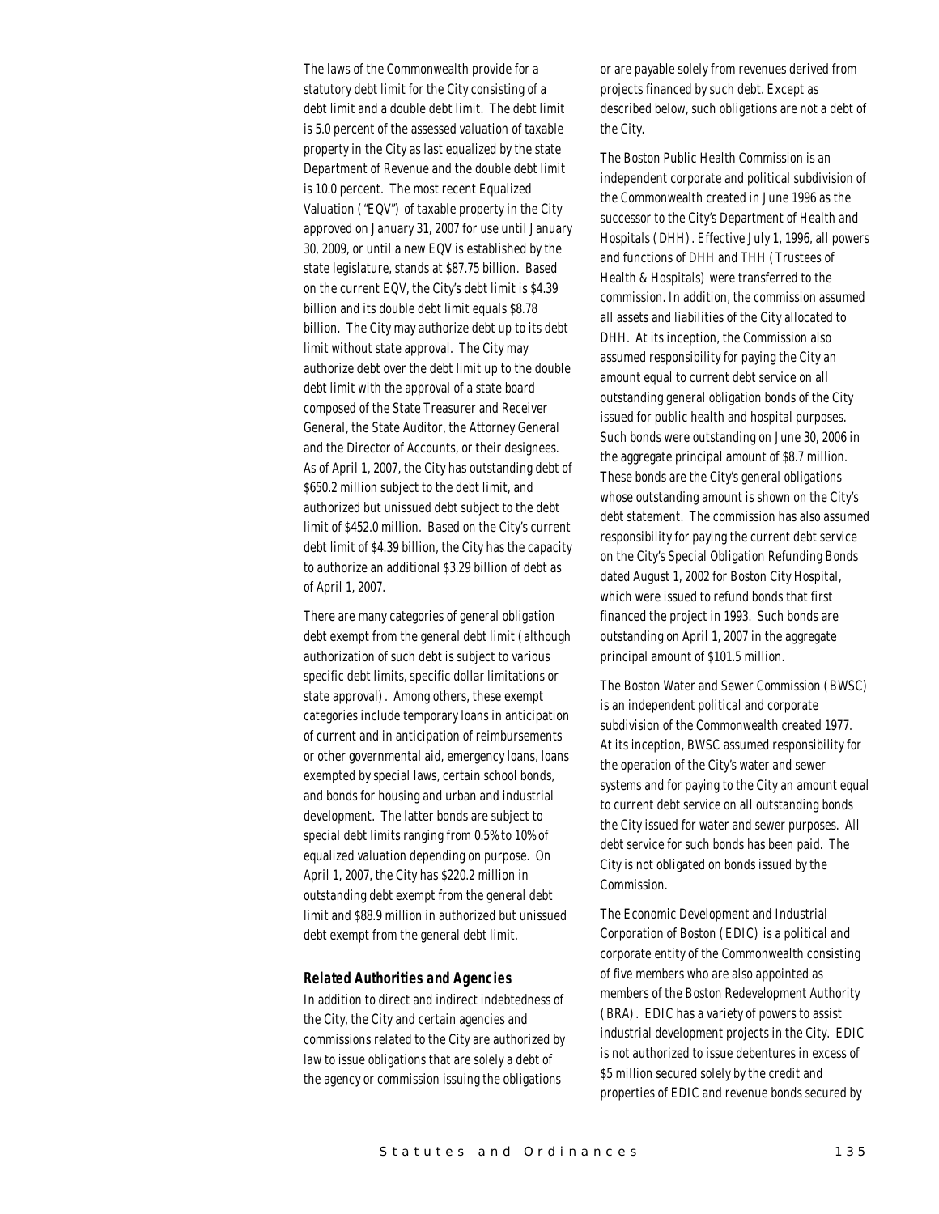The laws of the Commonwealth provide for a statutory debt limit for the City consisting of a debt limit and a double debt limit. The debt limit is 5.0 percent of the assessed valuation of taxable property in the City as last equalized by the state Department of Revenue and the double debt limit is 10.0 percent. The most recent Equalized Valuation ("EQV") of taxable property in the City approved on January 31, 2007 for use until January 30, 2009, or until a new EQV is established by the state legislature, stands at $87.75 billion. Based on the current EQV, the City's debt limit is $4.39 billion and its double debt limit equals $8.78 billion. The City may authorize debt up to its debt limit without state approval. The City may authorize debt over the debt limit up to the double debt limit with the approval of a state board composed of the State Treasurer and Receiver General, the State Auditor, the Attorney General and the Director of Accounts, or their designees. As of April 1, 2007, the City has outstanding debt of $650.2 million subject to the debt limit, and authorized but unissued debt subject to the debt limit of $452.0 million. Based on the City's current debt limit of $4.39 billion, the City has the capacity to authorize an additional $3.29 billion of debt as of April 1, 2007.

There are many categories of general obligation debt exempt from the general debt limit (although authorization of such debt is subject to various specific debt limits, specific dollar limitations or state approval). Among others, these exempt categories include temporary loans in anticipation of current and in anticipation of reimbursements or other governmental aid, emergency loans, loans exempted by special laws, certain school bonds, and bonds for housing and urban and industrial development. The latter bonds are subject to special debt limits ranging from 0.5% to 10% of equalized valuation depending on purpose. On April 1, 2007, the City has $220.2 million in outstanding debt exempt from the general debt limit and $88.9 million in authorized but unissued debt exempt from the general debt limit.

### *Related Authorities and Agencies*

In addition to direct and indirect indebtedness of the City, the City and certain agencies and commissions related to the City are authorized by law to issue obligations that are solely a debt of the agency or commission issuing the obligations or are payable solely from revenues derived from projects financed by such debt. Except as described below, such obligations are not a debt of the City.

The Boston Public Health Commission is an independent corporate and political subdivision of the Commonwealth created in June 1996 as the successor to the City's Department of Health and Hospitals (DHH). Effective July 1, 1996, all powers and functions of DHH and THH (Trustees of Health & Hospitals) were transferred to the commission. In addition, the commission assumed all assets and liabilities of the City allocated to DHH. At its inception, the Commission also assumed responsibility for paying the City an amount equal to current debt service on all outstanding general obligation bonds of the City issued for public health and hospital purposes. Such bonds were outstanding on June 30, 2006 in the aggregate principal amount of $8.7 million. These bonds are the City's general obligations whose outstanding amount is shown on the City's debt statement. The commission has also assumed responsibility for paying the current debt service on the City's Special Obligation Refunding Bonds dated August 1, 2002 for Boston City Hospital, which were issued to refund bonds that first financed the project in 1993. Such bonds are outstanding on April 1, 2007 in the aggregate principal amount of $101.5 million.

The Boston Water and Sewer Commission (BWSC) is an independent political and corporate subdivision of the Commonwealth created 1977. At its inception, BWSC assumed responsibility for the operation of the City's water and sewer systems and for paying to the City an amount equal to current debt service on all outstanding bonds the City issued for water and sewer purposes. All debt service for such bonds has been paid. The City is not obligated on bonds issued by the Commission.

The Economic Development and Industrial Corporation of Boston (EDIC) is a political and corporate entity of the Commonwealth consisting of five members who are also appointed as members of the Boston Redevelopment Authority (BRA). EDIC has a variety of powers to assist industrial development projects in the City. EDIC is not authorized to issue debentures in excess of $5 million secured solely by the credit and properties of EDIC and revenue bonds secured by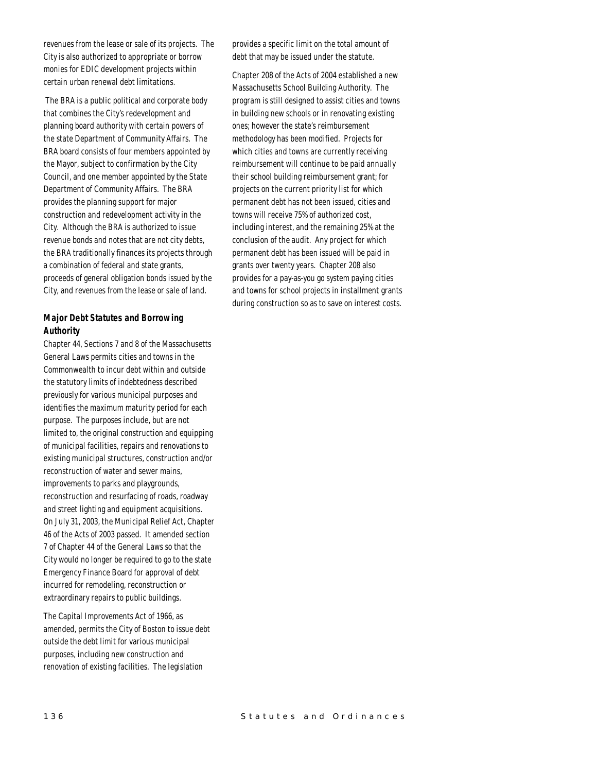revenues from the lease or sale of its projects. The City is also authorized to appropriate or borrow monies for EDIC development projects within certain urban renewal debt limitations.

The BRA is a public political and corporate body that combines the City's redevelopment and planning board authority with certain powers of the state Department of Community Affairs. The BRA board consists of four members appointed by the Mayor, subject to confirmation by the City Council, and one member appointed by the State Department of Community Affairs. The BRA provides the planning support for major construction and redevelopment activity in the City. Although the BRA is authorized to issue revenue bonds and notes that are not city debts, the BRA traditionally finances its projects through a combination of federal and state grants, proceeds of general obligation bonds issued by the City, and revenues from the lease or sale of land.

### Major Debt Statutes and Borrowing Authority

Chapter 44, Sections 7 and 8 of the Massachusetts General Laws permits cities and towns in the Commonwealth to incur debt within and outside the statutory limits of indebtedness described previously for various municipal purposes and identifies the maximum maturity period for each purpose. The purposes include, but are not limited to, the original construction and equipping of municipal facilities, repairs and renovations to existing municipal structures, construction and/or reconstruction of water and sewer mains, improvements to parks and playgrounds, reconstruction and resurfacing of roads, roadway and street lighting and equipment acquisitions. On July 31, 2003, the Municipal Relief Act, Chapter 46 of the Acts of 2003 passed. It amended section 7 of Chapter 44 of the General Laws so that the City would no longer be required to go to the state Emergency Finance Board for approval of debt incurred for remodeling, reconstruction or extraordinary repairs to public buildings.

The Capital Improvements Act of 1966, as amended, permits the City of Boston to issue debt outside the debt limit for various municipal purposes, including new construction and renovation of existing facilities. The legislation provides a specific limit on the total amount of debt that may be issued under the statute.

Chapter 208 of the Acts of 2004 established a new Massachusetts School Building Authority. The program is still designed to assist cities and towns in building new schools or in renovating existing ones; however the state's reimbursement methodology has been modified. Projects for which cities and towns are currently receiving reimbursement will continue to be paid annually their school building reimbursement grant; for projects on the current priority list for which permanent debt has not been issued, cities and towns will receive 75% of authorized cost, including interest, and the remaining 25% at the conclusion of the audit. Any project for which permanent debt has been issued will be paid in grants over twenty years. Chapter 208 also provides for a pay-as-you go system paying cities and towns for school projects in installment grants during construction so as to save on interest costs.